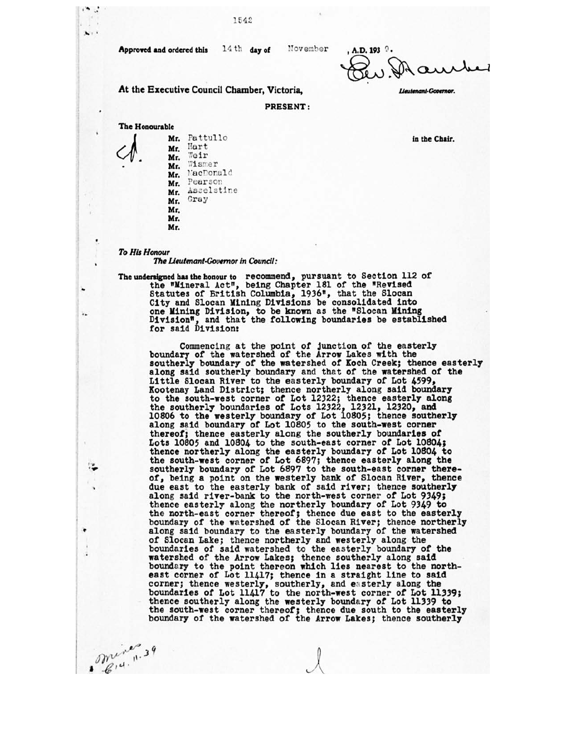Approved and ordered this 14th day of November, A.D. 1939.

Eric W. Hamber

*Lieutenant-Governor.*

At the Executive Council Chamber, Victoria,

**PRESENT:**

The Honourable

Mr. Pattullo — in the Chair.
Mr. Hart
Mr. Weir
Mr. Wismer
Mr. MacDonald
Mr. Pearson
Mr. Asselstine
Mr. Gray
Mr.
Mr.
Mr.

*To His Honour*
*The Lieutenant-Governor in Council:*

The undersigned has the honour to recommend, pursuant to Section 112 of the "Mineral Act", being Chapter 181 of the "Revised Statutes of British Columbia, 1936", that the Slocan City and Slocan Mining Divisions be consolidated into one Mining Division, to be known as the "Slocan Mining Division", and that the following boundaries be established for said Division:

Commencing at the point of junction of the easterly boundary of the watershed of the Arrow Lakes with the southerly boundary of the watershed of Koch Creek; thence easterly along said southerly boundary and that of the watershed of the Little Slocan River to the easterly boundary of Lot 4599, Kootenay Land District; thence northerly along said boundary to the south-west corner of Lot 12322; thence easterly along the southerly boundaries of Lots 12322, 12321, 12320, and 10806 to the westerly boundary of Lot 10805; thence southerly along said boundary of Lot 10805 to the south-west corner thereof; thence easterly along the southerly boundaries of Lots 10805 and 10804 to the south-east corner of Lot 10804; thence northerly along the easterly boundary of Lot 10804 to the south-west corner of Lot 6897; thence easterly along the southerly boundary of Lot 6897 to the south-east corner thereof, being a point on the westerly bank of Slocan River, thence due east to the easterly bank of said river; thence southerly along said river-bank to the north-west corner of Lot 9349; thence easterly along the northerly boundary of Lot 9349 to the north-east corner thereof; thence due east to the easterly boundary of the watershed of the Slocan River; thence northerly along said boundary to the easterly boundary of the watershed of Slocan Lake; thence northerly and westerly along the boundaries of said watershed to the easterly boundary of the watershed of the Arrow Lakes; thence southerly along said boundary to the point thereon which lies nearest to the north-east corner of Lot 11417; thence in a straight line to said corner; thence westerly, southerly, and easterly along the boundaries of Lot 11417 to the north-west corner of Lot 11339; thence southerly along the westerly boundary of Lot 11339 to the south-west corner thereof; thence due south to the easterly boundary of the watershed of the Arrow Lakes; thence southerly

Mines
C14.11.39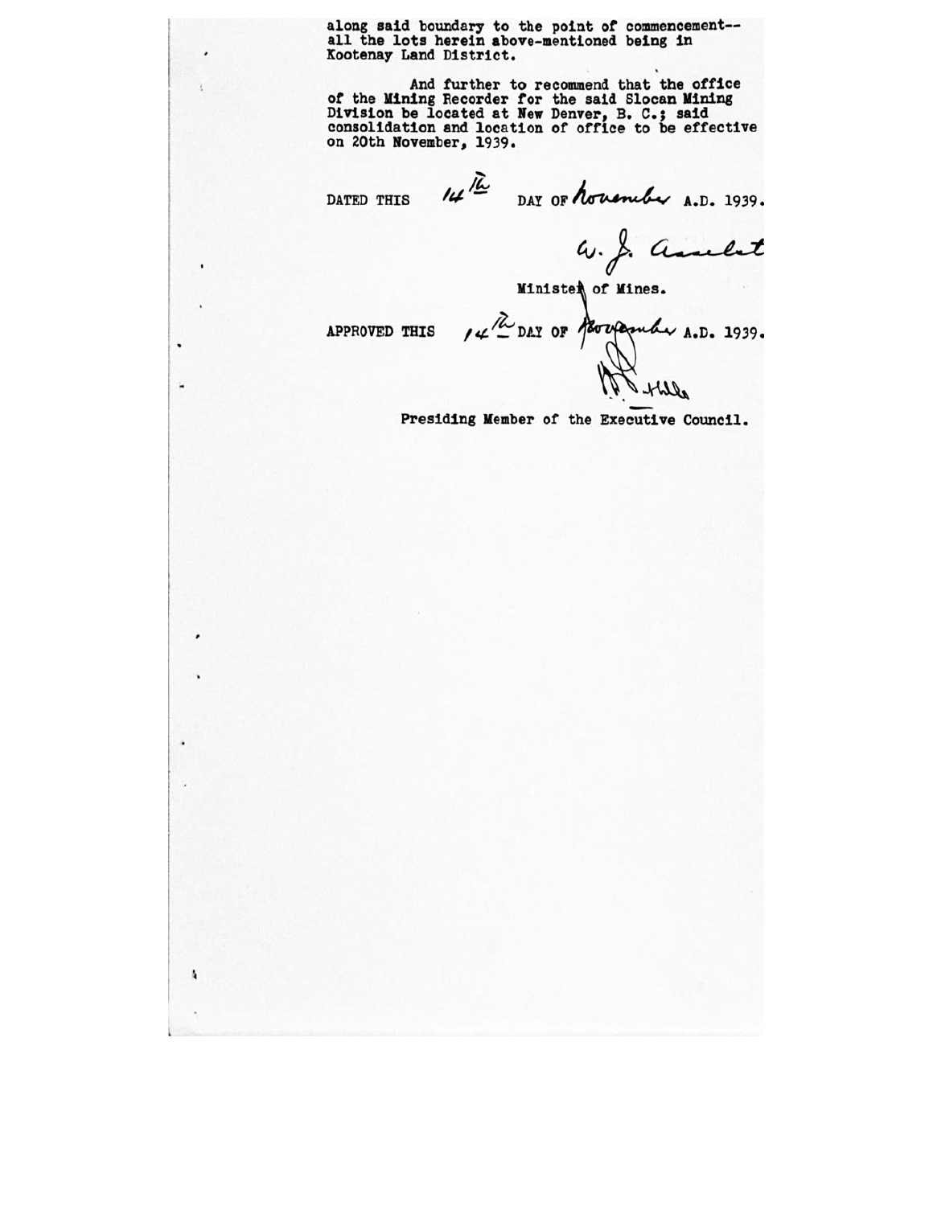along said boundary to the point of commencement-- all the lots herein above-mentioned being in Kootenay Land District.

And further to recommend that the office of the Mining Recorder for the said Slocan Mining Division be located at New Denver, B. C.; said consolidation and location of office to be effective on 20th November, 1939.

DATED THIS 14th DAY OF November A.D. 1939.

W. J. Asselstine

Minister of Mines.

APPROVED THIS 14th DAY OF November A.D. 1939.

T. D. Pattullo

Presiding Member of the Executive Council.